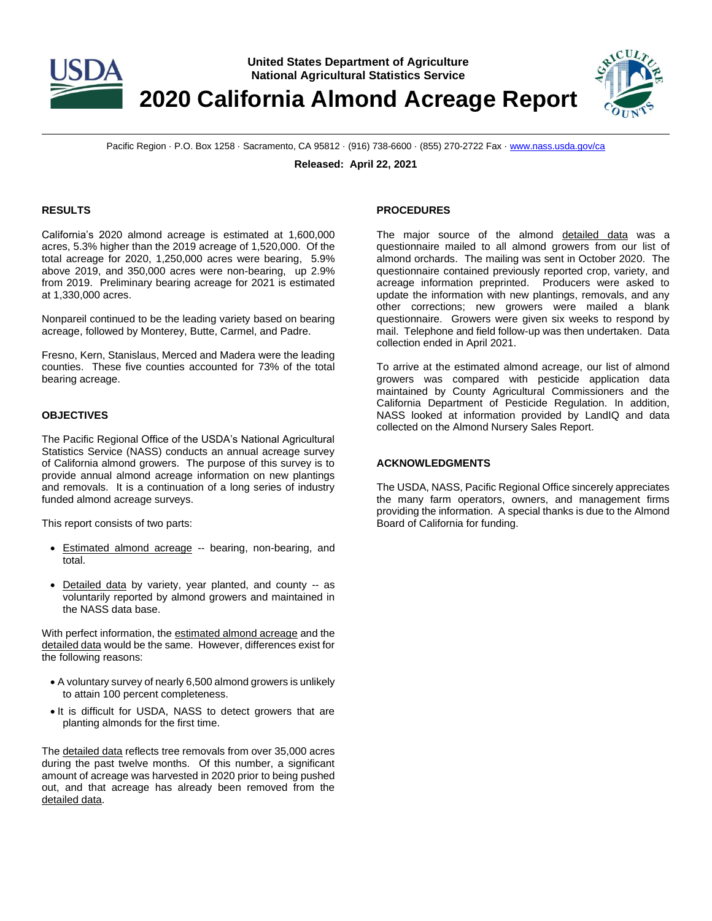**United States Department of Agriculture**
**National Agricultural Statistics Service**

# 2020 California Almond Acreage Report

Pacific Region · P.O. Box 1258 · Sacramento, CA 95812 · (916) 738-6600 · (855) 270-2722 Fax · www.nass.usda.gov/ca

**Released: April 22, 2021**

## RESULTS

California's 2020 almond acreage is estimated at 1,600,000 acres, 5.3% higher than the 2019 acreage of 1,520,000. Of the total acreage for 2020, 1,250,000 acres were bearing, 5.9% above 2019, and 350,000 acres were non-bearing, up 2.9% from 2019. Preliminary bearing acreage for 2021 is estimated at 1,330,000 acres.

Nonpareil continued to be the leading variety based on bearing acreage, followed by Monterey, Butte, Carmel, and Padre.

Fresno, Kern, Stanislaus, Merced and Madera were the leading counties. These five counties accounted for 73% of the total bearing acreage.

## OBJECTIVES

The Pacific Regional Office of the USDA's National Agricultural Statistics Service (NASS) conducts an annual acreage survey of California almond growers. The purpose of this survey is to provide annual almond acreage information on new plantings and removals. It is a continuation of a long series of industry funded almond acreage surveys.

This report consists of two parts:

- Estimated almond acreage -- bearing, non-bearing, and total.
- Detailed data by variety, year planted, and county -- as voluntarily reported by almond growers and maintained in the NASS data base.

With perfect information, the estimated almond acreage and the detailed data would be the same. However, differences exist for the following reasons:

- A voluntary survey of nearly 6,500 almond growers is unlikely to attain 100 percent completeness.
- It is difficult for USDA, NASS to detect growers that are planting almonds for the first time.

The detailed data reflects tree removals from over 35,000 acres during the past twelve months. Of this number, a significant amount of acreage was harvested in 2020 prior to being pushed out, and that acreage has already been removed from the detailed data.

## PROCEDURES

The major source of the almond detailed data was a questionnaire mailed to all almond growers from our list of almond orchards. The mailing was sent in October 2020. The questionnaire contained previously reported crop, variety, and acreage information preprinted. Producers were asked to update the information with new plantings, removals, and any other corrections; new growers were mailed a blank questionnaire. Growers were given six weeks to respond by mail. Telephone and field follow-up was then undertaken. Data collection ended in April 2021.

To arrive at the estimated almond acreage, our list of almond growers was compared with pesticide application data maintained by County Agricultural Commissioners and the California Department of Pesticide Regulation. In addition, NASS looked at information provided by LandIQ and data collected on the Almond Nursery Sales Report.

## ACKNOWLEDGMENTS

The USDA, NASS, Pacific Regional Office sincerely appreciates the many farm operators, owners, and management firms providing the information. A special thanks is due to the Almond Board of California for funding.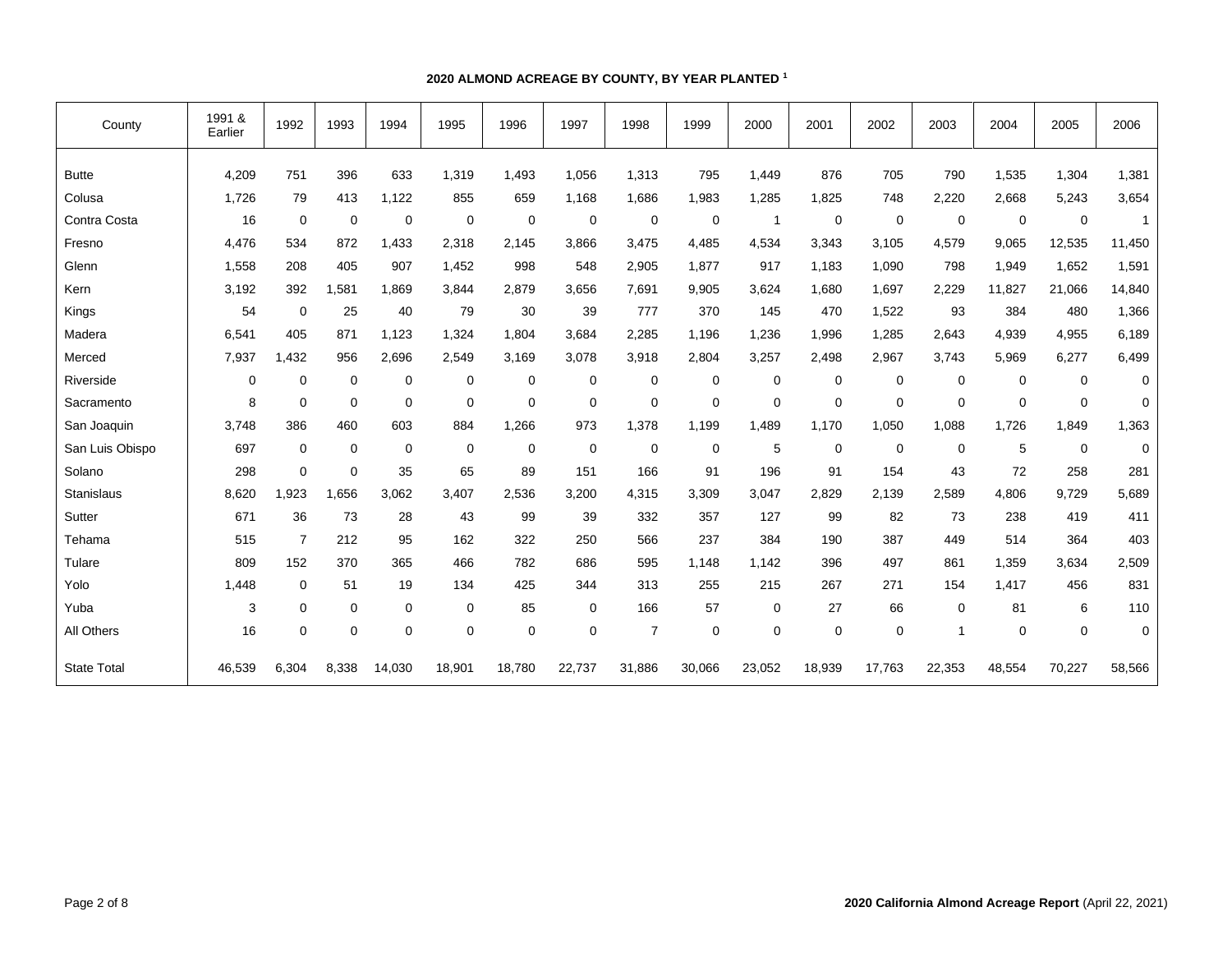## 2020 ALMOND ACREAGE BY COUNTY, BY YEAR PLANTED [1]

| County | 1991 & Earlier | 1992 | 1993 | 1994 | 1995 | 1996 | 1997 | 1998 | 1999 | 2000 | 2001 | 2002 | 2003 | 2004 | 2005 | 2006 |
|---|---|---|---|---|---|---|---|---|---|---|---|---|---|---|---|---|
| Butte | 4,209 | 751 | 396 | 633 | 1,319 | 1,493 | 1,056 | 1,313 | 795 | 1,449 | 876 | 705 | 790 | 1,535 | 1,304 | 1,381 |
| Colusa | 1,726 | 79 | 413 | 1,122 | 855 | 659 | 1,168 | 1,686 | 1,983 | 1,285 | 1,825 | 748 | 2,220 | 2,668 | 5,243 | 3,654 |
| Contra Costa | 16 | 0 | 0 | 0 | 0 | 0 | 0 | 0 | 0 | 1 | 0 | 0 | 0 | 0 | 0 | 1 |
| Fresno | 4,476 | 534 | 872 | 1,433 | 2,318 | 2,145 | 3,866 | 3,475 | 4,485 | 4,534 | 3,343 | 3,105 | 4,579 | 9,065 | 12,535 | 11,450 |
| Glenn | 1,558 | 208 | 405 | 907 | 1,452 | 998 | 548 | 2,905 | 1,877 | 917 | 1,183 | 1,090 | 798 | 1,949 | 1,652 | 1,591 |
| Kern | 3,192 | 392 | 1,581 | 1,869 | 3,844 | 2,879 | 3,656 | 7,691 | 9,905 | 3,624 | 1,680 | 1,697 | 2,229 | 11,827 | 21,066 | 14,840 |
| Kings | 54 | 0 | 25 | 40 | 79 | 30 | 39 | 777 | 370 | 145 | 470 | 1,522 | 93 | 384 | 480 | 1,366 |
| Madera | 6,541 | 405 | 871 | 1,123 | 1,324 | 1,804 | 3,684 | 2,285 | 1,196 | 1,236 | 1,996 | 1,285 | 2,643 | 4,939 | 4,955 | 6,189 |
| Merced | 7,937 | 1,432 | 956 | 2,696 | 2,549 | 3,169 | 3,078 | 3,918 | 2,804 | 3,257 | 2,498 | 2,967 | 3,743 | 5,969 | 6,277 | 6,499 |
| Riverside | 0 | 0 | 0 | 0 | 0 | 0 | 0 | 0 | 0 | 0 | 0 | 0 | 0 | 0 | 0 | 0 |
| Sacramento | 8 | 0 | 0 | 0 | 0 | 0 | 0 | 0 | 0 | 0 | 0 | 0 | 0 | 0 | 0 | 0 |
| San Joaquin | 3,748 | 386 | 460 | 603 | 884 | 1,266 | 973 | 1,378 | 1,199 | 1,489 | 1,170 | 1,050 | 1,088 | 1,726 | 1,849 | 1,363 |
| San Luis Obispo | 697 | 0 | 0 | 0 | 0 | 0 | 0 | 0 | 0 | 5 | 0 | 0 | 0 | 5 | 0 | 0 |
| Solano | 298 | 0 | 0 | 35 | 65 | 89 | 151 | 166 | 91 | 196 | 91 | 154 | 43 | 72 | 258 | 281 |
| Stanislaus | 8,620 | 1,923 | 1,656 | 3,062 | 3,407 | 2,536 | 3,200 | 4,315 | 3,309 | 3,047 | 2,829 | 2,139 | 2,589 | 4,806 | 9,729 | 5,689 |
| Sutter | 671 | 36 | 73 | 28 | 43 | 99 | 39 | 332 | 357 | 127 | 99 | 82 | 73 | 238 | 419 | 411 |
| Tehama | 515 | 7 | 212 | 95 | 162 | 322 | 250 | 566 | 237 | 384 | 190 | 387 | 449 | 514 | 364 | 403 |
| Tulare | 809 | 152 | 370 | 365 | 466 | 782 | 686 | 595 | 1,148 | 1,142 | 396 | 497 | 861 | 1,359 | 3,634 | 2,509 |
| Yolo | 1,448 | 0 | 51 | 19 | 134 | 425 | 344 | 313 | 255 | 215 | 267 | 271 | 154 | 1,417 | 456 | 831 |
| Yuba | 3 | 0 | 0 | 0 | 0 | 85 | 0 | 166 | 57 | 0 | 27 | 66 | 0 | 81 | 6 | 110 |
| All Others | 16 | 0 | 0 | 0 | 0 | 0 | 0 | 7 | 0 | 0 | 0 | 0 | 1 | 0 | 0 | 0 |
| State Total | 46,539 | 6,304 | 8,338 | 14,030 | 18,901 | 18,780 | 22,737 | 31,886 | 30,066 | 23,052 | 18,939 | 17,763 | 22,353 | 48,554 | 70,227 | 58,566 |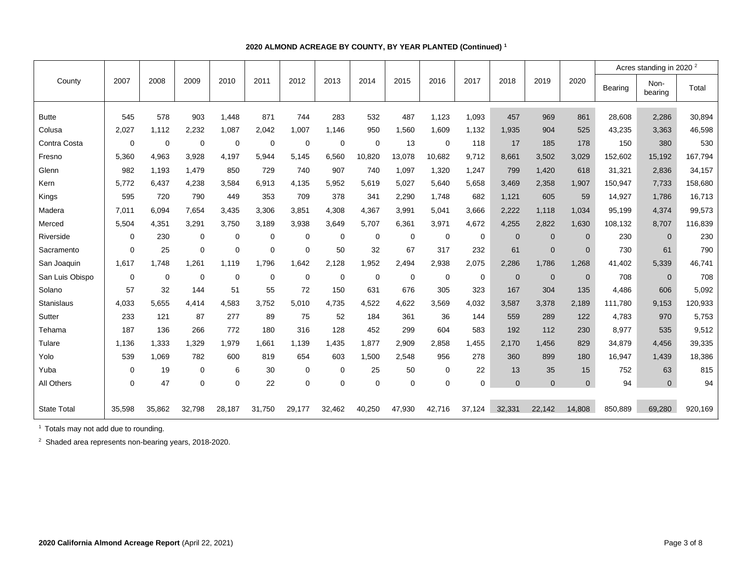**2020 ALMOND ACREAGE BY COUNTY, BY YEAR PLANTED (Continued)** [1]

| County | 2007 | 2008 | 2009 | 2010 | 2011 | 2012 | 2013 | 2014 | 2015 | 2016 | 2017 | 2018 | 2019 | 2020 | Acres standing in 2020 [2] | | |
|---|---|---|---|---|---|---|---|---|---|---|---|---|---|---|---|---|---|
| | | | | | | | | | | | | | | | Bearing | Non-bearing | Total |
| Butte | 545 | 578 | 903 | 1,448 | 871 | 744 | 283 | 532 | 487 | 1,123 | 1,093 | 457 | 969 | 861 | 28,608 | 2,286 | 30,894 |
| Colusa | 2,027 | 1,112 | 2,232 | 1,087 | 2,042 | 1,007 | 1,146 | 950 | 1,560 | 1,609 | 1,132 | 1,935 | 904 | 525 | 43,235 | 3,363 | 46,598 |
| Contra Costa | 0 | 0 | 0 | 0 | 0 | 0 | 0 | 0 | 13 | 0 | 118 | 17 | 185 | 178 | 150 | 380 | 530 |
| Fresno | 5,360 | 4,963 | 3,928 | 4,197 | 5,944 | 5,145 | 6,560 | 10,820 | 13,078 | 10,682 | 9,712 | 8,661 | 3,502 | 3,029 | 152,602 | 15,192 | 167,794 |
| Glenn | 982 | 1,193 | 1,479 | 850 | 729 | 740 | 907 | 740 | 1,097 | 1,320 | 1,247 | 799 | 1,420 | 618 | 31,321 | 2,836 | 34,157 |
| Kern | 5,772 | 6,437 | 4,238 | 3,584 | 6,913 | 4,135 | 5,952 | 5,619 | 5,027 | 5,640 | 5,658 | 3,469 | 2,358 | 1,907 | 150,947 | 7,733 | 158,680 |
| Kings | 595 | 720 | 790 | 449 | 353 | 709 | 378 | 341 | 2,290 | 1,748 | 682 | 1,121 | 605 | 59 | 14,927 | 1,786 | 16,713 |
| Madera | 7,011 | 6,094 | 7,654 | 3,435 | 3,306 | 3,851 | 4,308 | 4,367 | 3,991 | 5,041 | 3,666 | 2,222 | 1,118 | 1,034 | 95,199 | 4,374 | 99,573 |
| Merced | 5,504 | 4,351 | 3,291 | 3,750 | 3,189 | 3,938 | 3,649 | 5,707 | 6,361 | 3,971 | 4,672 | 4,255 | 2,822 | 1,630 | 108,132 | 8,707 | 116,839 |
| Riverside | 0 | 230 | 0 | 0 | 0 | 0 | 0 | 0 | 0 | 0 | 0 | 0 | 0 | 0 | 230 | 0 | 230 |
| Sacramento | 0 | 25 | 0 | 0 | 0 | 0 | 50 | 32 | 67 | 317 | 232 | 61 | 0 | 0 | 730 | 61 | 790 |
| San Joaquin | 1,617 | 1,748 | 1,261 | 1,119 | 1,796 | 1,642 | 2,128 | 1,952 | 2,494 | 2,938 | 2,075 | 2,286 | 1,786 | 1,268 | 41,402 | 5,339 | 46,741 |
| San Luis Obispo | 0 | 0 | 0 | 0 | 0 | 0 | 0 | 0 | 0 | 0 | 0 | 0 | 0 | 0 | 708 | 0 | 708 |
| Solano | 57 | 32 | 144 | 51 | 55 | 72 | 150 | 631 | 676 | 305 | 323 | 167 | 304 | 135 | 4,486 | 606 | 5,092 |
| Stanislaus | 4,033 | 5,655 | 4,414 | 4,583 | 3,752 | 5,010 | 4,735 | 4,522 | 4,622 | 3,569 | 4,032 | 3,587 | 3,378 | 2,189 | 111,780 | 9,153 | 120,933 |
| Sutter | 233 | 121 | 87 | 277 | 89 | 75 | 52 | 184 | 361 | 36 | 144 | 559 | 289 | 122 | 4,783 | 970 | 5,753 |
| Tehama | 187 | 136 | 266 | 772 | 180 | 316 | 128 | 452 | 299 | 604 | 583 | 192 | 112 | 230 | 8,977 | 535 | 9,512 |
| Tulare | 1,136 | 1,333 | 1,329 | 1,979 | 1,661 | 1,139 | 1,435 | 1,877 | 2,909 | 2,858 | 1,455 | 2,170 | 1,456 | 829 | 34,879 | 4,456 | 39,335 |
| Yolo | 539 | 1,069 | 782 | 600 | 819 | 654 | 603 | 1,500 | 2,548 | 956 | 278 | 360 | 899 | 180 | 16,947 | 1,439 | 18,386 |
| Yuba | 0 | 19 | 0 | 6 | 30 | 0 | 0 | 25 | 50 | 0 | 22 | 13 | 35 | 15 | 752 | 63 | 815 |
| All Others | 0 | 47 | 0 | 0 | 22 | 0 | 0 | 0 | 0 | 0 | 0 | 0 | 0 | 0 | 94 | 0 | 94 |
| State Total | 35,598 | 35,862 | 32,798 | 28,187 | 31,750 | 29,177 | 32,462 | 40,250 | 47,930 | 42,716 | 37,124 | 32,331 | 22,142 | 14,808 | 850,889 | 69,280 | 920,169 |

[1] Totals may not add due to rounding.

[2] Shaded area represents non-bearing years, 2018-2020.

**2020 California Almond Acreage Report** (April 22, 2021)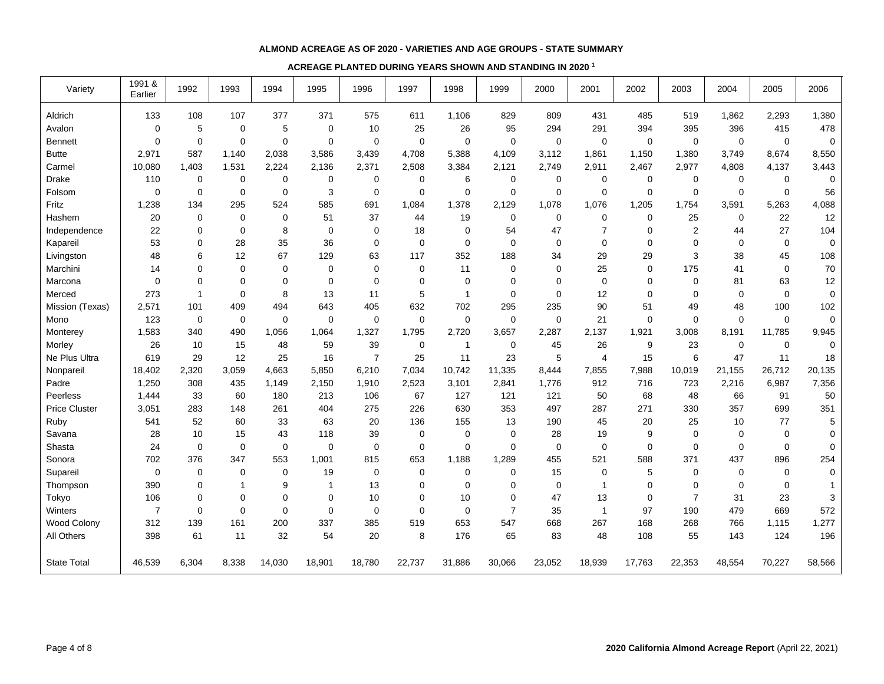**ALMOND ACREAGE AS OF 2020 - VARIETIES AND AGE GROUPS - STATE SUMMARY**

**ACREAGE PLANTED DURING YEARS SHOWN AND STANDING IN 2020 [1]**

| Variety | 1991 & Earlier | 1992 | 1993 | 1994 | 1995 | 1996 | 1997 | 1998 | 1999 | 2000 | 2001 | 2002 | 2003 | 2004 | 2005 | 2006 |
|---|---|---|---|---|---|---|---|---|---|---|---|---|---|---|---|---|
| Aldrich | 133 | 108 | 107 | 377 | 371 | 575 | 611 | 1,106 | 829 | 809 | 431 | 485 | 519 | 1,862 | 2,293 | 1,380 |
| Avalon | 0 | 5 | 0 | 5 | 0 | 10 | 25 | 26 | 95 | 294 | 291 | 394 | 395 | 396 | 415 | 478 |
| Bennett | 0 | 0 | 0 | 0 | 0 | 0 | 0 | 0 | 0 | 0 | 0 | 0 | 0 | 0 | 0 | 0 |
| Butte | 2,971 | 587 | 1,140 | 2,038 | 3,586 | 3,439 | 4,708 | 5,388 | 4,109 | 3,112 | 1,861 | 1,150 | 1,380 | 3,749 | 8,674 | 8,550 |
| Carmel | 10,080 | 1,403 | 1,531 | 2,224 | 2,136 | 2,371 | 2,508 | 3,384 | 2,121 | 2,749 | 2,911 | 2,467 | 2,977 | 4,808 | 4,137 | 3,443 |
| Drake | 110 | 0 | 0 | 0 | 0 | 0 | 0 | 6 | 0 | 0 | 0 | 0 | 0 | 0 | 0 | 0 |
| Folsom | 0 | 0 | 0 | 0 | 3 | 0 | 0 | 0 | 0 | 0 | 0 | 0 | 0 | 0 | 0 | 56 |
| Fritz | 1,238 | 134 | 295 | 524 | 585 | 691 | 1,084 | 1,378 | 2,129 | 1,078 | 1,076 | 1,205 | 1,754 | 3,591 | 5,263 | 4,088 |
| Hashem | 20 | 0 | 0 | 0 | 51 | 37 | 44 | 19 | 0 | 0 | 0 | 0 | 25 | 0 | 22 | 12 |
| Independence | 22 | 0 | 0 | 8 | 0 | 0 | 18 | 0 | 54 | 47 | 7 | 0 | 2 | 44 | 27 | 104 |
| Kapareil | 53 | 0 | 28 | 35 | 36 | 0 | 0 | 0 | 0 | 0 | 0 | 0 | 0 | 0 | 0 | 0 |
| Livingston | 48 | 6 | 12 | 67 | 129 | 63 | 117 | 352 | 188 | 34 | 29 | 29 | 3 | 38 | 45 | 108 |
| Marchini | 14 | 0 | 0 | 0 | 0 | 0 | 0 | 11 | 0 | 0 | 25 | 0 | 175 | 41 | 0 | 70 |
| Marcona | 0 | 0 | 0 | 0 | 0 | 0 | 0 | 0 | 0 | 0 | 0 | 0 | 0 | 81 | 63 | 12 |
| Merced | 273 | 1 | 0 | 8 | 13 | 11 | 5 | 1 | 0 | 0 | 12 | 0 | 0 | 0 | 0 | 0 |
| Mission (Texas) | 2,571 | 101 | 409 | 494 | 643 | 405 | 632 | 702 | 295 | 235 | 90 | 51 | 49 | 48 | 100 | 102 |
| Mono | 123 | 0 | 0 | 0 | 0 | 0 | 0 | 0 | 0 | 0 | 21 | 0 | 0 | 0 | 0 | 0 |
| Monterey | 1,583 | 340 | 490 | 1,056 | 1,064 | 1,327 | 1,795 | 2,720 | 3,657 | 2,287 | 2,137 | 1,921 | 3,008 | 8,191 | 11,785 | 9,945 |
| Morley | 26 | 10 | 15 | 48 | 59 | 39 | 0 | 1 | 0 | 45 | 26 | 9 | 23 | 0 | 0 | 0 |
| Ne Plus Ultra | 619 | 29 | 12 | 25 | 16 | 7 | 25 | 11 | 23 | 5 | 4 | 15 | 6 | 47 | 11 | 18 |
| Nonpareil | 18,402 | 2,320 | 3,059 | 4,663 | 5,850 | 6,210 | 7,034 | 10,742 | 11,335 | 8,444 | 7,855 | 7,988 | 10,019 | 21,155 | 26,712 | 20,135 |
| Padre | 1,250 | 308 | 435 | 1,149 | 2,150 | 1,910 | 2,523 | 3,101 | 2,841 | 1,776 | 912 | 716 | 723 | 2,216 | 6,987 | 7,356 |
| Peerless | 1,444 | 33 | 60 | 180 | 213 | 106 | 67 | 127 | 121 | 121 | 50 | 68 | 48 | 66 | 91 | 50 |
| Price Cluster | 3,051 | 283 | 148 | 261 | 404 | 275 | 226 | 630 | 353 | 497 | 287 | 271 | 330 | 357 | 699 | 351 |
| Ruby | 541 | 52 | 60 | 33 | 63 | 20 | 136 | 155 | 13 | 190 | 45 | 20 | 25 | 10 | 77 | 5 |
| Savana | 28 | 10 | 15 | 43 | 118 | 39 | 0 | 0 | 0 | 28 | 19 | 9 | 0 | 0 | 0 | 0 |
| Shasta | 24 | 0 | 0 | 0 | 0 | 0 | 0 | 0 | 0 | 0 | 0 | 0 | 0 | 0 | 0 | 0 |
| Sonora | 702 | 376 | 347 | 553 | 1,001 | 815 | 653 | 1,188 | 1,289 | 455 | 521 | 588 | 371 | 437 | 896 | 254 |
| Supareil | 0 | 0 | 0 | 0 | 19 | 0 | 0 | 0 | 0 | 15 | 0 | 5 | 0 | 0 | 0 | 0 |
| Thompson | 390 | 0 | 1 | 9 | 1 | 13 | 0 | 0 | 0 | 0 | 1 | 0 | 0 | 0 | 0 | 1 |
| Tokyo | 106 | 0 | 0 | 0 | 0 | 10 | 0 | 10 | 0 | 47 | 13 | 0 | 7 | 31 | 23 | 3 |
| Winters | 7 | 0 | 0 | 0 | 0 | 0 | 0 | 0 | 7 | 35 | 1 | 97 | 190 | 479 | 669 | 572 |
| Wood Colony | 312 | 139 | 161 | 200 | 337 | 385 | 519 | 653 | 547 | 668 | 267 | 168 | 268 | 766 | 1,115 | 1,277 |
| All Others | 398 | 61 | 11 | 32 | 54 | 20 | 8 | 176 | 65 | 83 | 48 | 108 | 55 | 143 | 124 | 196 |
| State Total | 46,539 | 6,304 | 8,338 | 14,030 | 18,901 | 18,780 | 22,737 | 31,886 | 30,066 | 23,052 | 18,939 | 17,763 | 22,353 | 48,554 | 70,227 | 58,566 |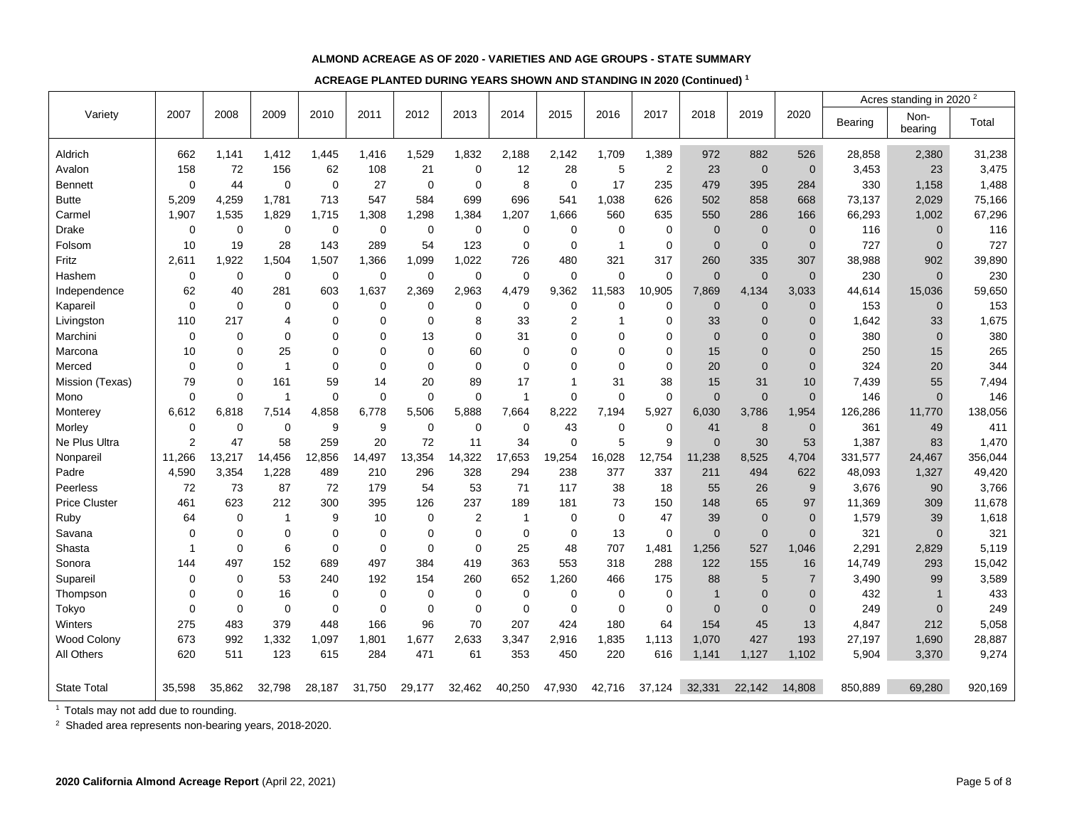**ALMOND ACREAGE AS OF 2020 - VARIETIES AND AGE GROUPS - STATE SUMMARY**

**ACREAGE PLANTED DURING YEARS SHOWN AND STANDING IN 2020 (Continued) [1]**

| Variety | 2007 | 2008 | 2009 | 2010 | 2011 | 2012 | 2013 | 2014 | 2015 | 2016 | 2017 | 2018 | 2019 | 2020 | Acres standing in 2020 [2] | | |
|---|---|---|---|---|---|---|---|---|---|---|---|---|---|---|---|---|---|
| | | | | | | | | | | | | | | | Bearing | Non-bearing | Total |
| Aldrich | 662 | 1,141 | 1,412 | 1,445 | 1,416 | 1,529 | 1,832 | 2,188 | 2,142 | 1,709 | 1,389 | 972 | 882 | 526 | 28,858 | 2,380 | 31,238 |
| Avalon | 158 | 72 | 156 | 62 | 108 | 21 | 0 | 12 | 28 | 5 | 2 | 23 | 0 | 0 | 3,453 | 23 | 3,475 |
| Bennett | 0 | 44 | 0 | 0 | 27 | 0 | 0 | 8 | 0 | 17 | 235 | 479 | 395 | 284 | 330 | 1,158 | 1,488 |
| Butte | 5,209 | 4,259 | 1,781 | 713 | 547 | 584 | 699 | 696 | 541 | 1,038 | 626 | 502 | 858 | 668 | 73,137 | 2,029 | 75,166 |
| Carmel | 1,907 | 1,535 | 1,829 | 1,715 | 1,308 | 1,298 | 1,384 | 1,207 | 1,666 | 560 | 635 | 550 | 286 | 166 | 66,293 | 1,002 | 67,296 |
| Drake | 0 | 0 | 0 | 0 | 0 | 0 | 0 | 0 | 0 | 0 | 0 | 0 | 0 | 0 | 116 | 0 | 116 |
| Folsom | 10 | 19 | 28 | 143 | 289 | 54 | 123 | 0 | 0 | 1 | 0 | 0 | 0 | 0 | 727 | 0 | 727 |
| Fritz | 2,611 | 1,922 | 1,504 | 1,507 | 1,366 | 1,099 | 1,022 | 726 | 480 | 321 | 317 | 260 | 335 | 307 | 38,988 | 902 | 39,890 |
| Hashem | 0 | 0 | 0 | 0 | 0 | 0 | 0 | 0 | 0 | 0 | 0 | 0 | 0 | 0 | 230 | 0 | 230 |
| Independence | 62 | 40 | 281 | 603 | 1,637 | 2,369 | 2,963 | 4,479 | 9,362 | 11,583 | 10,905 | 7,869 | 4,134 | 3,033 | 44,614 | 15,036 | 59,650 |
| Kapareil | 0 | 0 | 0 | 0 | 0 | 0 | 0 | 0 | 0 | 0 | 0 | 0 | 0 | 0 | 153 | 0 | 153 |
| Livingston | 110 | 217 | 4 | 0 | 0 | 0 | 8 | 33 | 2 | 1 | 0 | 33 | 0 | 0 | 1,642 | 33 | 1,675 |
| Marchini | 0 | 0 | 0 | 0 | 0 | 13 | 0 | 31 | 0 | 0 | 0 | 0 | 0 | 0 | 380 | 0 | 380 |
| Marcona | 10 | 0 | 25 | 0 | 0 | 0 | 60 | 0 | 0 | 0 | 0 | 15 | 0 | 0 | 250 | 15 | 265 |
| Merced | 0 | 0 | 1 | 0 | 0 | 0 | 0 | 0 | 0 | 0 | 0 | 20 | 0 | 0 | 324 | 20 | 344 |
| Mission (Texas) | 79 | 0 | 161 | 59 | 14 | 20 | 89 | 17 | 1 | 31 | 38 | 15 | 31 | 10 | 7,439 | 55 | 7,494 |
| Mono | 0 | 0 | 1 | 0 | 0 | 0 | 0 | 1 | 0 | 0 | 0 | 0 | 0 | 0 | 146 | 0 | 146 |
| Monterey | 6,612 | 6,818 | 7,514 | 4,858 | 6,778 | 5,506 | 5,888 | 7,664 | 8,222 | 7,194 | 5,927 | 6,030 | 3,786 | 1,954 | 126,286 | 11,770 | 138,056 |
| Morley | 0 | 0 | 0 | 9 | 9 | 0 | 0 | 0 | 43 | 0 | 0 | 41 | 8 | 0 | 361 | 49 | 411 |
| Ne Plus Ultra | 2 | 47 | 58 | 259 | 20 | 72 | 11 | 34 | 0 | 5 | 9 | 0 | 30 | 53 | 1,387 | 83 | 1,470 |
| Nonpareil | 11,266 | 13,217 | 14,456 | 12,856 | 14,497 | 13,354 | 14,322 | 17,653 | 19,254 | 16,028 | 12,754 | 11,238 | 8,525 | 4,704 | 331,577 | 24,467 | 356,044 |
| Padre | 4,590 | 3,354 | 1,228 | 489 | 210 | 296 | 328 | 294 | 238 | 377 | 337 | 211 | 494 | 622 | 48,093 | 1,327 | 49,420 |
| Peerless | 72 | 73 | 87 | 72 | 179 | 54 | 53 | 71 | 117 | 38 | 18 | 55 | 26 | 9 | 3,676 | 90 | 3,766 |
| Price Cluster | 461 | 623 | 212 | 300 | 395 | 126 | 237 | 189 | 181 | 73 | 150 | 148 | 65 | 97 | 11,369 | 309 | 11,678 |
| Ruby | 64 | 0 | 1 | 9 | 10 | 0 | 2 | 1 | 0 | 0 | 47 | 39 | 0 | 0 | 1,579 | 39 | 1,618 |
| Savana | 0 | 0 | 0 | 0 | 0 | 0 | 0 | 0 | 0 | 13 | 0 | 0 | 0 | 0 | 321 | 0 | 321 |
| Shasta | 1 | 0 | 6 | 0 | 0 | 0 | 0 | 25 | 48 | 707 | 1,481 | 1,256 | 527 | 1,046 | 2,291 | 2,829 | 5,119 |
| Sonora | 144 | 497 | 152 | 689 | 497 | 384 | 419 | 363 | 553 | 318 | 288 | 122 | 155 | 16 | 14,749 | 293 | 15,042 |
| Supareil | 0 | 0 | 53 | 240 | 192 | 154 | 260 | 652 | 1,260 | 466 | 175 | 88 | 5 | 7 | 3,490 | 99 | 3,589 |
| Thompson | 0 | 0 | 16 | 0 | 0 | 0 | 0 | 0 | 0 | 0 | 0 | 1 | 0 | 0 | 432 | 1 | 433 |
| Tokyo | 0 | 0 | 0 | 0 | 0 | 0 | 0 | 0 | 0 | 0 | 0 | 0 | 0 | 0 | 249 | 0 | 249 |
| Winters | 275 | 483 | 379 | 448 | 166 | 96 | 70 | 207 | 424 | 180 | 64 | 154 | 45 | 13 | 4,847 | 212 | 5,058 |
| Wood Colony | 673 | 992 | 1,332 | 1,097 | 1,801 | 1,677 | 2,633 | 3,347 | 2,916 | 1,835 | 1,113 | 1,070 | 427 | 193 | 27,197 | 1,690 | 28,887 |
| All Others | 620 | 511 | 123 | 615 | 284 | 471 | 61 | 353 | 450 | 220 | 616 | 1,141 | 1,127 | 1,102 | 5,904 | 3,370 | 9,274 |
| State Total | 35,598 | 35,862 | 32,798 | 28,187 | 31,750 | 29,177 | 32,462 | 40,250 | 47,930 | 42,716 | 37,124 | 32,331 | 22,142 | 14,808 | 850,889 | 69,280 | 920,169 |

[1] Totals may not add due to rounding.

[2] Shaded area represents non-bearing years, 2018-2020.

**2020 California Almond Acreage Report** (April 22, 2021)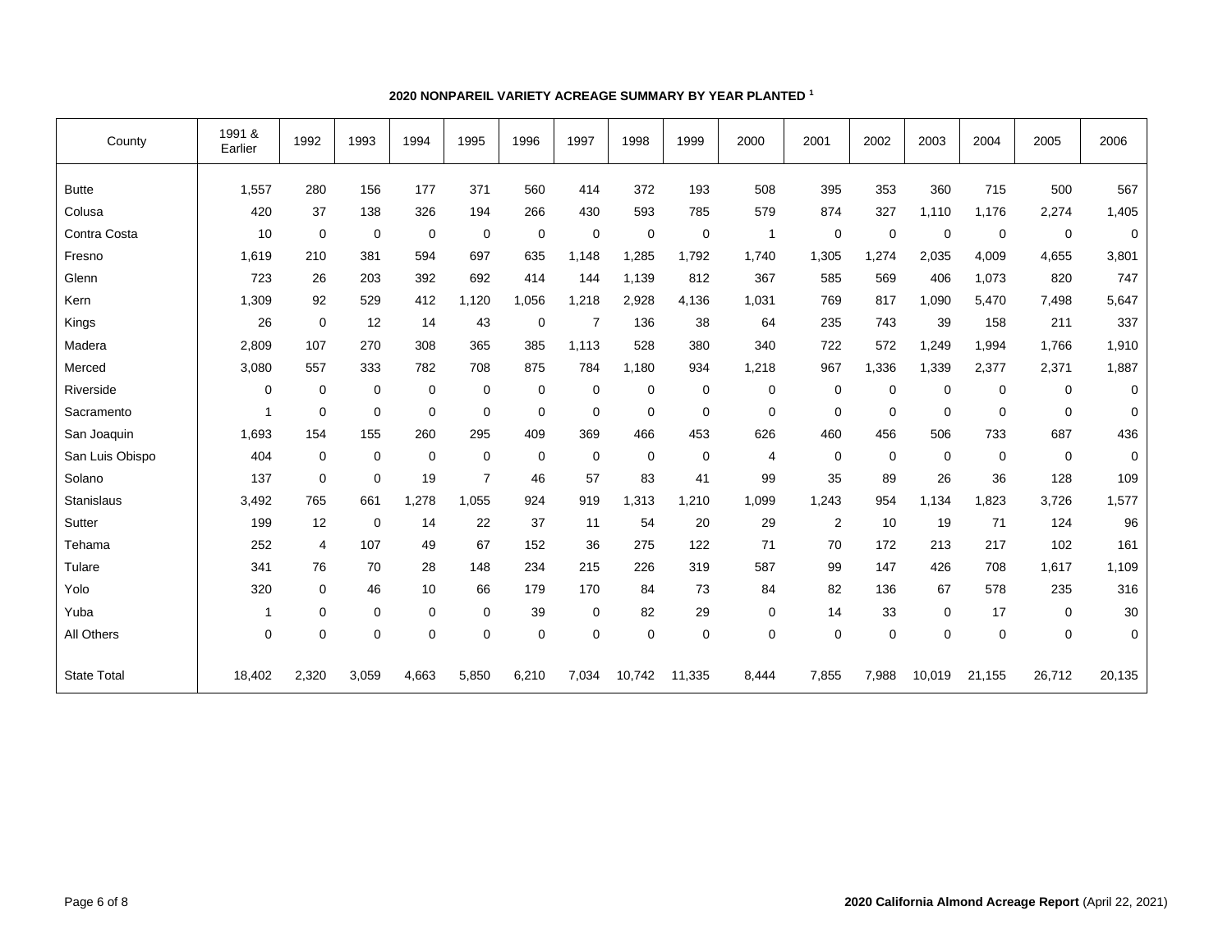## 2020 NONPAREIL VARIETY ACREAGE SUMMARY BY YEAR PLANTED [1]

| County | 1991 & Earlier | 1992 | 1993 | 1994 | 1995 | 1996 | 1997 | 1998 | 1999 | 2000 | 2001 | 2002 | 2003 | 2004 | 2005 | 2006 |
|---|---|---|---|---|---|---|---|---|---|---|---|---|---|---|---|---|
| Butte | 1,557 | 280 | 156 | 177 | 371 | 560 | 414 | 372 | 193 | 508 | 395 | 353 | 360 | 715 | 500 | 567 |
| Colusa | 420 | 37 | 138 | 326 | 194 | 266 | 430 | 593 | 785 | 579 | 874 | 327 | 1,110 | 1,176 | 2,274 | 1,405 |
| Contra Costa | 10 | 0 | 0 | 0 | 0 | 0 | 0 | 0 | 0 | 1 | 0 | 0 | 0 | 0 | 0 | 0 |
| Fresno | 1,619 | 210 | 381 | 594 | 697 | 635 | 1,148 | 1,285 | 1,792 | 1,740 | 1,305 | 1,274 | 2,035 | 4,009 | 4,655 | 3,801 |
| Glenn | 723 | 26 | 203 | 392 | 692 | 414 | 144 | 1,139 | 812 | 367 | 585 | 569 | 406 | 1,073 | 820 | 747 |
| Kern | 1,309 | 92 | 529 | 412 | 1,120 | 1,056 | 1,218 | 2,928 | 4,136 | 1,031 | 769 | 817 | 1,090 | 5,470 | 7,498 | 5,647 |
| Kings | 26 | 0 | 12 | 14 | 43 | 0 | 7 | 136 | 38 | 64 | 235 | 743 | 39 | 158 | 211 | 337 |
| Madera | 2,809 | 107 | 270 | 308 | 365 | 385 | 1,113 | 528 | 380 | 340 | 722 | 572 | 1,249 | 1,994 | 1,766 | 1,910 |
| Merced | 3,080 | 557 | 333 | 782 | 708 | 875 | 784 | 1,180 | 934 | 1,218 | 967 | 1,336 | 1,339 | 2,377 | 2,371 | 1,887 |
| Riverside | 0 | 0 | 0 | 0 | 0 | 0 | 0 | 0 | 0 | 0 | 0 | 0 | 0 | 0 | 0 | 0 |
| Sacramento | 1 | 0 | 0 | 0 | 0 | 0 | 0 | 0 | 0 | 0 | 0 | 0 | 0 | 0 | 0 | 0 |
| San Joaquin | 1,693 | 154 | 155 | 260 | 295 | 409 | 369 | 466 | 453 | 626 | 460 | 456 | 506 | 733 | 687 | 436 |
| San Luis Obispo | 404 | 0 | 0 | 0 | 0 | 0 | 0 | 0 | 0 | 4 | 0 | 0 | 0 | 0 | 0 | 0 |
| Solano | 137 | 0 | 0 | 19 | 7 | 46 | 57 | 83 | 41 | 99 | 35 | 89 | 26 | 36 | 128 | 109 |
| Stanislaus | 3,492 | 765 | 661 | 1,278 | 1,055 | 924 | 919 | 1,313 | 1,210 | 1,099 | 1,243 | 954 | 1,134 | 1,823 | 3,726 | 1,577 |
| Sutter | 199 | 12 | 0 | 14 | 22 | 37 | 11 | 54 | 20 | 29 | 2 | 10 | 19 | 71 | 124 | 96 |
| Tehama | 252 | 4 | 107 | 49 | 67 | 152 | 36 | 275 | 122 | 71 | 70 | 172 | 213 | 217 | 102 | 161 |
| Tulare | 341 | 76 | 70 | 28 | 148 | 234 | 215 | 226 | 319 | 587 | 99 | 147 | 426 | 708 | 1,617 | 1,109 |
| Yolo | 320 | 0 | 46 | 10 | 66 | 179 | 170 | 84 | 73 | 84 | 82 | 136 | 67 | 578 | 235 | 316 |
| Yuba | 1 | 0 | 0 | 0 | 0 | 39 | 0 | 82 | 29 | 0 | 14 | 33 | 0 | 17 | 0 | 30 |
| All Others | 0 | 0 | 0 | 0 | 0 | 0 | 0 | 0 | 0 | 0 | 0 | 0 | 0 | 0 | 0 | 0 |
| State Total | 18,402 | 2,320 | 3,059 | 4,663 | 5,850 | 6,210 | 7,034 | 10,742 | 11,335 | 8,444 | 7,855 | 7,988 | 10,019 | 21,155 | 26,712 | 20,135 |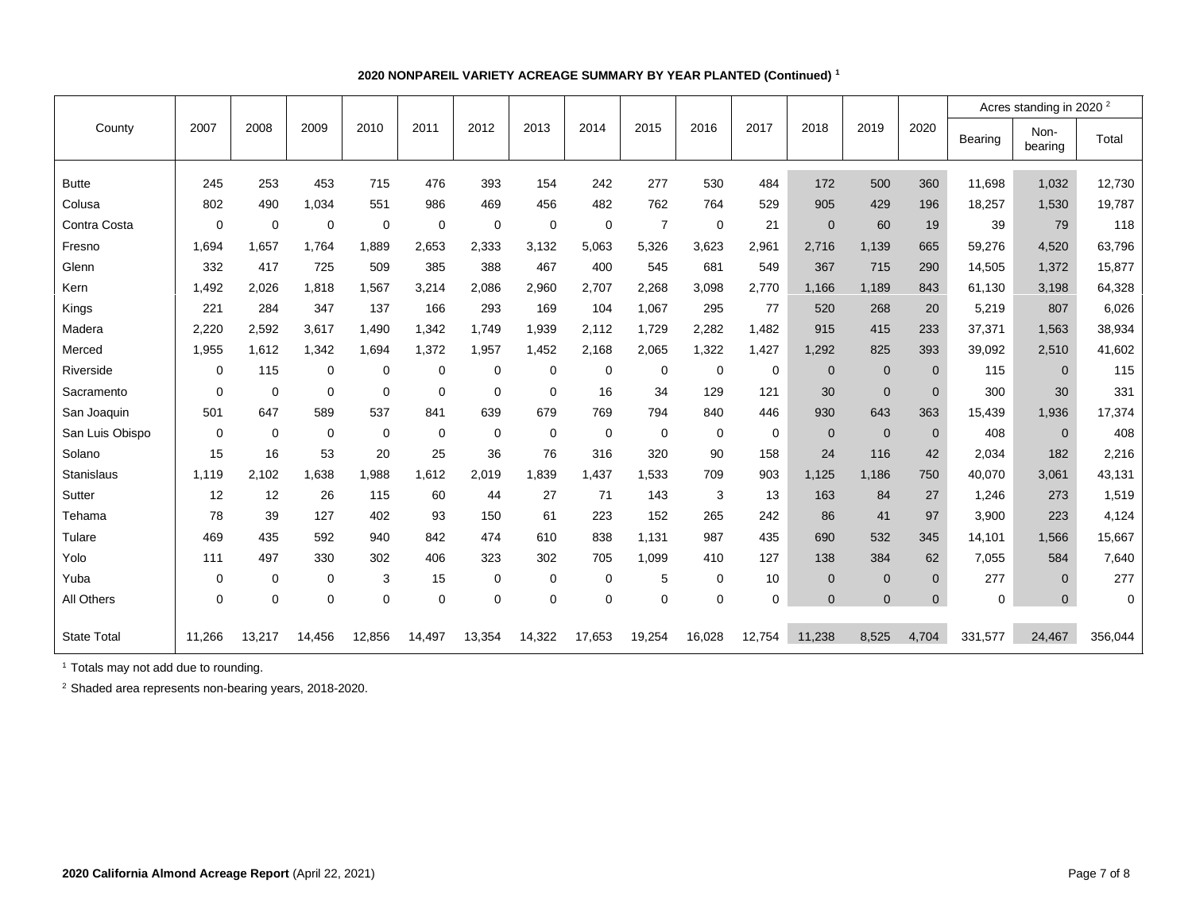## 2020 NONPAREIL VARIETY ACREAGE SUMMARY BY YEAR PLANTED (Continued) [1]

| County | 2007 | 2008 | 2009 | 2010 | 2011 | 2012 | 2013 | 2014 | 2015 | 2016 | 2017 | 2018 | 2019 | 2020 | Acres standing in 2020 [2] | | |
|---|---|---|---|---|---|---|---|---|---|---|---|---|---|---|---|---|---|
| | | | | | | | | | | | | | | | Bearing | Non-bearing | Total |
| Butte | 245 | 253 | 453 | 715 | 476 | 393 | 154 | 242 | 277 | 530 | 484 | 172 | 500 | 360 | 11,698 | 1,032 | 12,730 |
| Colusa | 802 | 490 | 1,034 | 551 | 986 | 469 | 456 | 482 | 762 | 764 | 529 | 905 | 429 | 196 | 18,257 | 1,530 | 19,787 |
| Contra Costa | 0 | 0 | 0 | 0 | 0 | 0 | 0 | 0 | 7 | 0 | 21 | 0 | 60 | 19 | 39 | 79 | 118 |
| Fresno | 1,694 | 1,657 | 1,764 | 1,889 | 2,653 | 2,333 | 3,132 | 5,063 | 5,326 | 3,623 | 2,961 | 2,716 | 1,139 | 665 | 59,276 | 4,520 | 63,796 |
| Glenn | 332 | 417 | 725 | 509 | 385 | 388 | 467 | 400 | 545 | 681 | 549 | 367 | 715 | 290 | 14,505 | 1,372 | 15,877 |
| Kern | 1,492 | 2,026 | 1,818 | 1,567 | 3,214 | 2,086 | 2,960 | 2,707 | 2,268 | 3,098 | 2,770 | 1,166 | 1,189 | 843 | 61,130 | 3,198 | 64,328 |
| Kings | 221 | 284 | 347 | 137 | 166 | 293 | 169 | 104 | 1,067 | 295 | 77 | 520 | 268 | 20 | 5,219 | 807 | 6,026 |
| Madera | 2,220 | 2,592 | 3,617 | 1,490 | 1,342 | 1,749 | 1,939 | 2,112 | 1,729 | 2,282 | 1,482 | 915 | 415 | 233 | 37,371 | 1,563 | 38,934 |
| Merced | 1,955 | 1,612 | 1,342 | 1,694 | 1,372 | 1,957 | 1,452 | 2,168 | 2,065 | 1,322 | 1,427 | 1,292 | 825 | 393 | 39,092 | 2,510 | 41,602 |
| Riverside | 0 | 115 | 0 | 0 | 0 | 0 | 0 | 0 | 0 | 0 | 0 | 0 | 0 | 0 | 115 | 0 | 115 |
| Sacramento | 0 | 0 | 0 | 0 | 0 | 0 | 0 | 16 | 34 | 129 | 121 | 30 | 0 | 0 | 300 | 30 | 331 |
| San Joaquin | 501 | 647 | 589 | 537 | 841 | 639 | 679 | 769 | 794 | 840 | 446 | 930 | 643 | 363 | 15,439 | 1,936 | 17,374 |
| San Luis Obispo | 0 | 0 | 0 | 0 | 0 | 0 | 0 | 0 | 0 | 0 | 0 | 0 | 0 | 0 | 408 | 0 | 408 |
| Solano | 15 | 16 | 53 | 20 | 25 | 36 | 76 | 316 | 320 | 90 | 158 | 24 | 116 | 42 | 2,034 | 182 | 2,216 |
| Stanislaus | 1,119 | 2,102 | 1,638 | 1,988 | 1,612 | 2,019 | 1,839 | 1,437 | 1,533 | 709 | 903 | 1,125 | 1,186 | 750 | 40,070 | 3,061 | 43,131 |
| Sutter | 12 | 12 | 26 | 115 | 60 | 44 | 27 | 71 | 143 | 3 | 13 | 163 | 84 | 27 | 1,246 | 273 | 1,519 |
| Tehama | 78 | 39 | 127 | 402 | 93 | 150 | 61 | 223 | 152 | 265 | 242 | 86 | 41 | 97 | 3,900 | 223 | 4,124 |
| Tulare | 469 | 435 | 592 | 940 | 842 | 474 | 610 | 838 | 1,131 | 987 | 435 | 690 | 532 | 345 | 14,101 | 1,566 | 15,667 |
| Yolo | 111 | 497 | 330 | 302 | 406 | 323 | 302 | 705 | 1,099 | 410 | 127 | 138 | 384 | 62 | 7,055 | 584 | 7,640 |
| Yuba | 0 | 0 | 0 | 3 | 15 | 0 | 0 | 0 | 5 | 0 | 10 | 0 | 0 | 0 | 277 | 0 | 277 |
| All Others | 0 | 0 | 0 | 0 | 0 | 0 | 0 | 0 | 0 | 0 | 0 | 0 | 0 | 0 | 0 | 0 | 0 |
| State Total | 11,266 | 13,217 | 14,456 | 12,856 | 14,497 | 13,354 | 14,322 | 17,653 | 19,254 | 16,028 | 12,754 | 11,238 | 8,525 | 4,704 | 331,577 | 24,467 | 356,044 |

[1] Totals may not add due to rounding.

[2] Shaded area represents non-bearing years, 2018-2020.

**2020 California Almond Acreage Report** (April 22, 2021)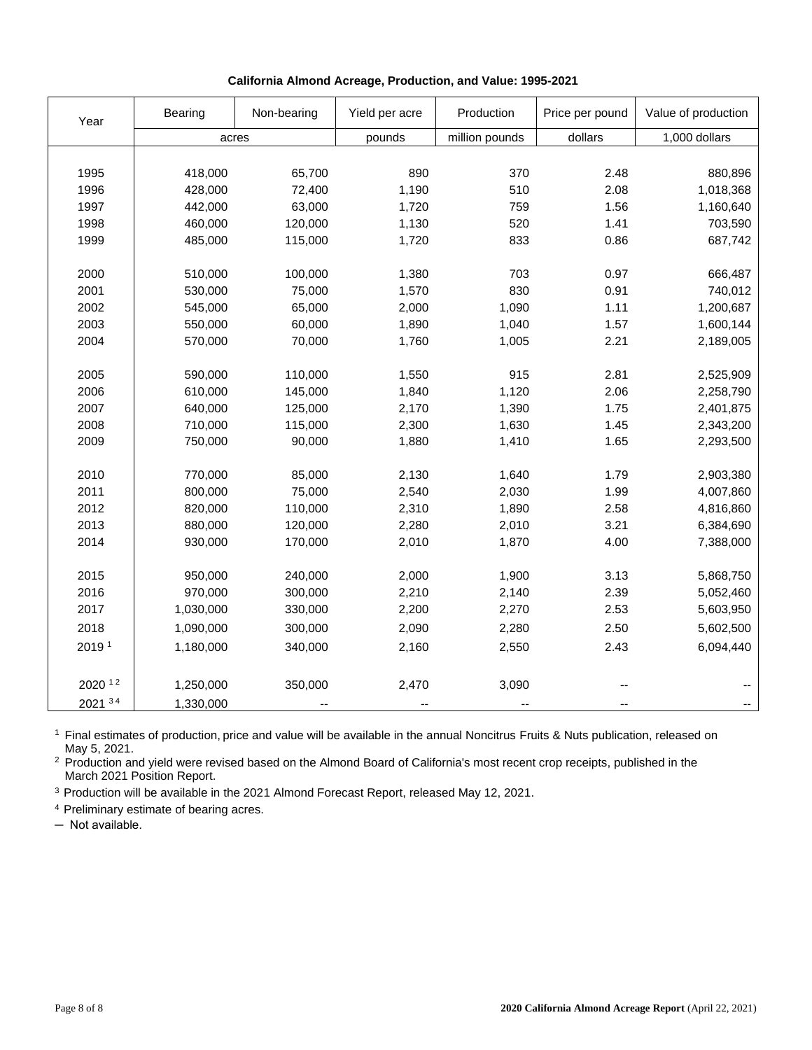**California Almond Acreage, Production, and Value: 1995-2021**

| Year | Bearing | Non-bearing | Yield per acre | Production | Price per pound | Value of production |
|---|---|---|---|---|---|---|
| | acres | | pounds | million pounds | dollars | 1,000 dollars |
| 1995 | 418,000 | 65,700 | 890 | 370 | 2.48 | 880,896 |
| 1996 | 428,000 | 72,400 | 1,190 | 510 | 2.08 | 1,018,368 |
| 1997 | 442,000 | 63,000 | 1,720 | 759 | 1.56 | 1,160,640 |
| 1998 | 460,000 | 120,000 | 1,130 | 520 | 1.41 | 703,590 |
| 1999 | 485,000 | 115,000 | 1,720 | 833 | 0.86 | 687,742 |
| 2000 | 510,000 | 100,000 | 1,380 | 703 | 0.97 | 666,487 |
| 2001 | 530,000 | 75,000 | 1,570 | 830 | 0.91 | 740,012 |
| 2002 | 545,000 | 65,000 | 2,000 | 1,090 | 1.11 | 1,200,687 |
| 2003 | 550,000 | 60,000 | 1,890 | 1,040 | 1.57 | 1,600,144 |
| 2004 | 570,000 | 70,000 | 1,760 | 1,005 | 2.21 | 2,189,005 |
| 2005 | 590,000 | 110,000 | 1,550 | 915 | 2.81 | 2,525,909 |
| 2006 | 610,000 | 145,000 | 1,840 | 1,120 | 2.06 | 2,258,790 |
| 2007 | 640,000 | 125,000 | 2,170 | 1,390 | 1.75 | 2,401,875 |
| 2008 | 710,000 | 115,000 | 2,300 | 1,630 | 1.45 | 2,343,200 |
| 2009 | 750,000 | 90,000 | 1,880 | 1,410 | 1.65 | 2,293,500 |
| 2010 | 770,000 | 85,000 | 2,130 | 1,640 | 1.79 | 2,903,380 |
| 2011 | 800,000 | 75,000 | 2,540 | 2,030 | 1.99 | 4,007,860 |
| 2012 | 820,000 | 110,000 | 2,310 | 1,890 | 2.58 | 4,816,860 |
| 2013 | 880,000 | 120,000 | 2,280 | 2,010 | 3.21 | 6,384,690 |
| 2014 | 930,000 | 170,000 | 2,010 | 1,870 | 4.00 | 7,388,000 |
| 2015 | 950,000 | 240,000 | 2,000 | 1,900 | 3.13 | 5,868,750 |
| 2016 | 970,000 | 300,000 | 2,210 | 2,140 | 2.39 | 5,052,460 |
| 2017 | 1,030,000 | 330,000 | 2,200 | 2,270 | 2.53 | 5,603,950 |
| 2018 | 1,090,000 | 300,000 | 2,090 | 2,280 | 2.50 | 5,602,500 |
| 2019 [1] | 1,180,000 | 340,000 | 2,160 | 2,550 | 2.43 | 6,094,440 |
| 2020 [1 2] | 1,250,000 | 350,000 | 2,470 | 3,090 | -- | -- |
| 2021 [3 4] | 1,330,000 | -- | -- | -- | -- | -- |

[1] Final estimates of production, price and value will be available in the annual Noncitrus Fruits & Nuts publication, released on May 5, 2021.

[2] Production and yield were revised based on the Almond Board of California's most recent crop receipts, published in the March 2021 Position Report.

[3] Production will be available in the 2021 Almond Forecast Report, released May 12, 2021.

[4] Preliminary estimate of bearing acres.

– Not available.